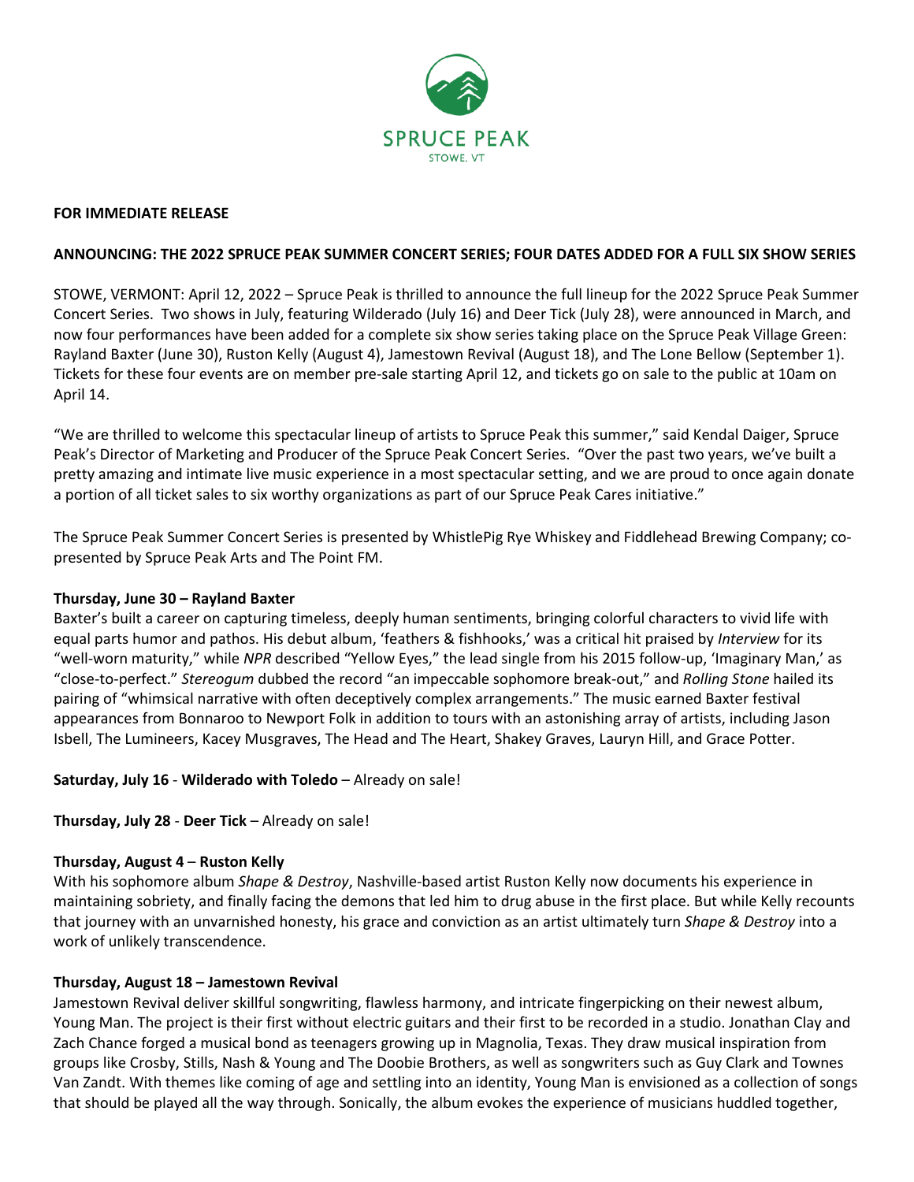SPRUCE PEAK
STOWE, VT

**FOR IMMEDIATE RELEASE**

**ANNOUNCING: THE 2022 SPRUCE PEAK SUMMER CONCERT SERIES; FOUR DATES ADDED FOR A FULL SIX SHOW SERIES**

STOWE, VERMONT: April 12, 2022 – Spruce Peak is thrilled to announce the full lineup for the 2022 Spruce Peak Summer Concert Series. Two shows in July, featuring Wilderado (July 16) and Deer Tick (July 28), were announced in March, and now four performances have been added for a complete six show series taking place on the Spruce Peak Village Green: Rayland Baxter (June 30), Ruston Kelly (August 4), Jamestown Revival (August 18), and The Lone Bellow (September 1). Tickets for these four events are on member pre-sale starting April 12, and tickets go on sale to the public at 10am on April 14.

"We are thrilled to welcome this spectacular lineup of artists to Spruce Peak this summer," said Kendal Daiger, Spruce Peak's Director of Marketing and Producer of the Spruce Peak Concert Series. "Over the past two years, we've built a pretty amazing and intimate live music experience in a most spectacular setting, and we are proud to once again donate a portion of all ticket sales to six worthy organizations as part of our Spruce Peak Cares initiative."

The Spruce Peak Summer Concert Series is presented by WhistlePig Rye Whiskey and Fiddlehead Brewing Company; co-presented by Spruce Peak Arts and The Point FM.

**Thursday, June 30 – Rayland Baxter**

Baxter's built a career on capturing timeless, deeply human sentiments, bringing colorful characters to vivid life with equal parts humor and pathos. His debut album, 'feathers & fishhooks,' was a critical hit praised by *Interview* for its "well-worn maturity," while *NPR* described "Yellow Eyes," the lead single from his 2015 follow-up, 'Imaginary Man,' as "close-to-perfect." *Stereogum* dubbed the record "an impeccable sophomore break-out," and *Rolling Stone* hailed its pairing of "whimsical narrative with often deceptively complex arrangements." The music earned Baxter festival appearances from Bonnaroo to Newport Folk in addition to tours with an astonishing array of artists, including Jason Isbell, The Lumineers, Kacey Musgraves, The Head and The Heart, Shakey Graves, Lauryn Hill, and Grace Potter.

**Saturday, July 16** - **Wilderado with Toledo** – Already on sale!

**Thursday, July 28** - **Deer Tick** – Already on sale!

**Thursday, August 4** – **Ruston Kelly**

With his sophomore album *Shape & Destroy*, Nashville-based artist Ruston Kelly now documents his experience in maintaining sobriety, and finally facing the demons that led him to drug abuse in the first place. But while Kelly recounts that journey with an unvarnished honesty, his grace and conviction as an artist ultimately turn *Shape & Destroy* into a work of unlikely transcendence.

**Thursday, August 18 – Jamestown Revival**

Jamestown Revival deliver skillful songwriting, flawless harmony, and intricate fingerpicking on their newest album, Young Man. The project is their first without electric guitars and their first to be recorded in a studio. Jonathan Clay and Zach Chance forged a musical bond as teenagers growing up in Magnolia, Texas. They draw musical inspiration from groups like Crosby, Stills, Nash & Young and The Doobie Brothers, as well as songwriters such as Guy Clark and Townes Van Zandt. With themes like coming of age and settling into an identity, Young Man is envisioned as a collection of songs that should be played all the way through. Sonically, the album evokes the experience of musicians huddled together,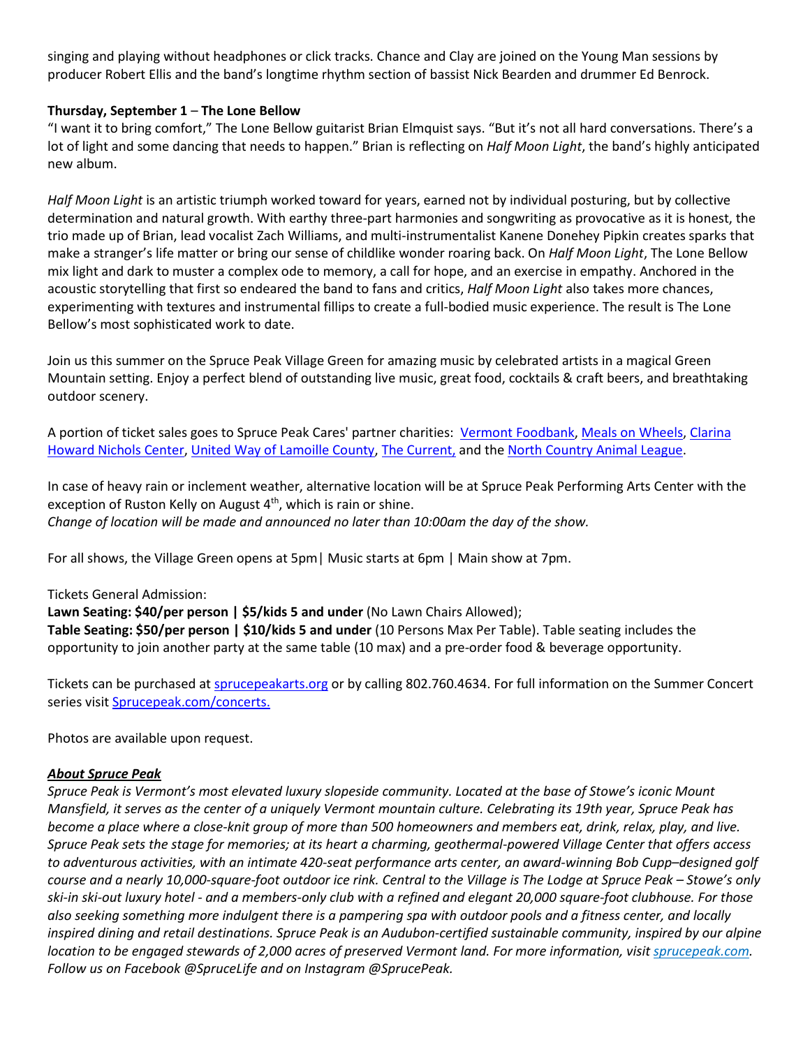singing and playing without headphones or click tracks. Chance and Clay are joined on the Young Man sessions by producer Robert Ellis and the band's longtime rhythm section of bassist Nick Bearden and drummer Ed Benrock.

**Thursday, September 1** – **The Lone Bellow**

"I want it to bring comfort," The Lone Bellow guitarist Brian Elmquist says. "But it's not all hard conversations. There's a lot of light and some dancing that needs to happen." Brian is reflecting on *Half Moon Light*, the band's highly anticipated new album.

*Half Moon Light* is an artistic triumph worked toward for years, earned not by individual posturing, but by collective determination and natural growth. With earthy three-part harmonies and songwriting as provocative as it is honest, the trio made up of Brian, lead vocalist Zach Williams, and multi-instrumentalist Kanene Donehey Pipkin creates sparks that make a stranger's life matter or bring our sense of childlike wonder roaring back. On *Half Moon Light*, The Lone Bellow mix light and dark to muster a complex ode to memory, a call for hope, and an exercise in empathy. Anchored in the acoustic storytelling that first so endeared the band to fans and critics, *Half Moon Light* also takes more chances, experimenting with textures and instrumental fillips to create a full-bodied music experience. The result is The Lone Bellow's most sophisticated work to date.

Join us this summer on the Spruce Peak Village Green for amazing music by celebrated artists in a magical Green Mountain setting. Enjoy a perfect blend of outstanding live music, great food, cocktails & craft beers, and breathtaking outdoor scenery.

A portion of ticket sales goes to Spruce Peak Cares' partner charities: Vermont Foodbank, Meals on Wheels, Clarina Howard Nichols Center, United Way of Lamoille County, The Current, and the North Country Animal League.

In case of heavy rain or inclement weather, alternative location will be at Spruce Peak Performing Arts Center with the exception of Ruston Kelly on August 4th, which is rain or shine.
*Change of location will be made and announced no later than 10:00am the day of the show.*

For all shows, the Village Green opens at 5pm| Music starts at 6pm | Main show at 7pm.

Tickets General Admission:
**Lawn Seating: $40/per person | $5/kids 5 and under** (No Lawn Chairs Allowed);
**Table Seating: $50/per person | $10/kids 5 and under** (10 Persons Max Per Table). Table seating includes the opportunity to join another party at the same table (10 max) and a pre-order food & beverage opportunity.

Tickets can be purchased at sprucepeakarts.org or by calling 802.760.4634. For full information on the Summer Concert series visit Sprucepeak.com/concerts.

Photos are available upon request.

***About Spruce Peak***

*Spruce Peak is Vermont's most elevated luxury slopeside community. Located at the base of Stowe's iconic Mount Mansfield, it serves as the center of a uniquely Vermont mountain culture. Celebrating its 19th year, Spruce Peak has become a place where a close-knit group of more than 500 homeowners and members eat, drink, relax, play, and live. Spruce Peak sets the stage for memories; at its heart a charming, geothermal-powered Village Center that offers access to adventurous activities, with an intimate 420-seat performance arts center, an award-winning Bob Cupp–designed golf course and a nearly 10,000-square-foot outdoor ice rink. Central to the Village is The Lodge at Spruce Peak – Stowe's only ski-in ski-out luxury hotel - and a members-only club with a refined and elegant 20,000 square-foot clubhouse. For those also seeking something more indulgent there is a pampering spa with outdoor pools and a fitness center, and locally inspired dining and retail destinations. Spruce Peak is an Audubon-certified sustainable community, inspired by our alpine location to be engaged stewards of 2,000 acres of preserved Vermont land. For more information, visit sprucepeak.com. Follow us on Facebook @SpruceLife and on Instagram @SprucePeak.*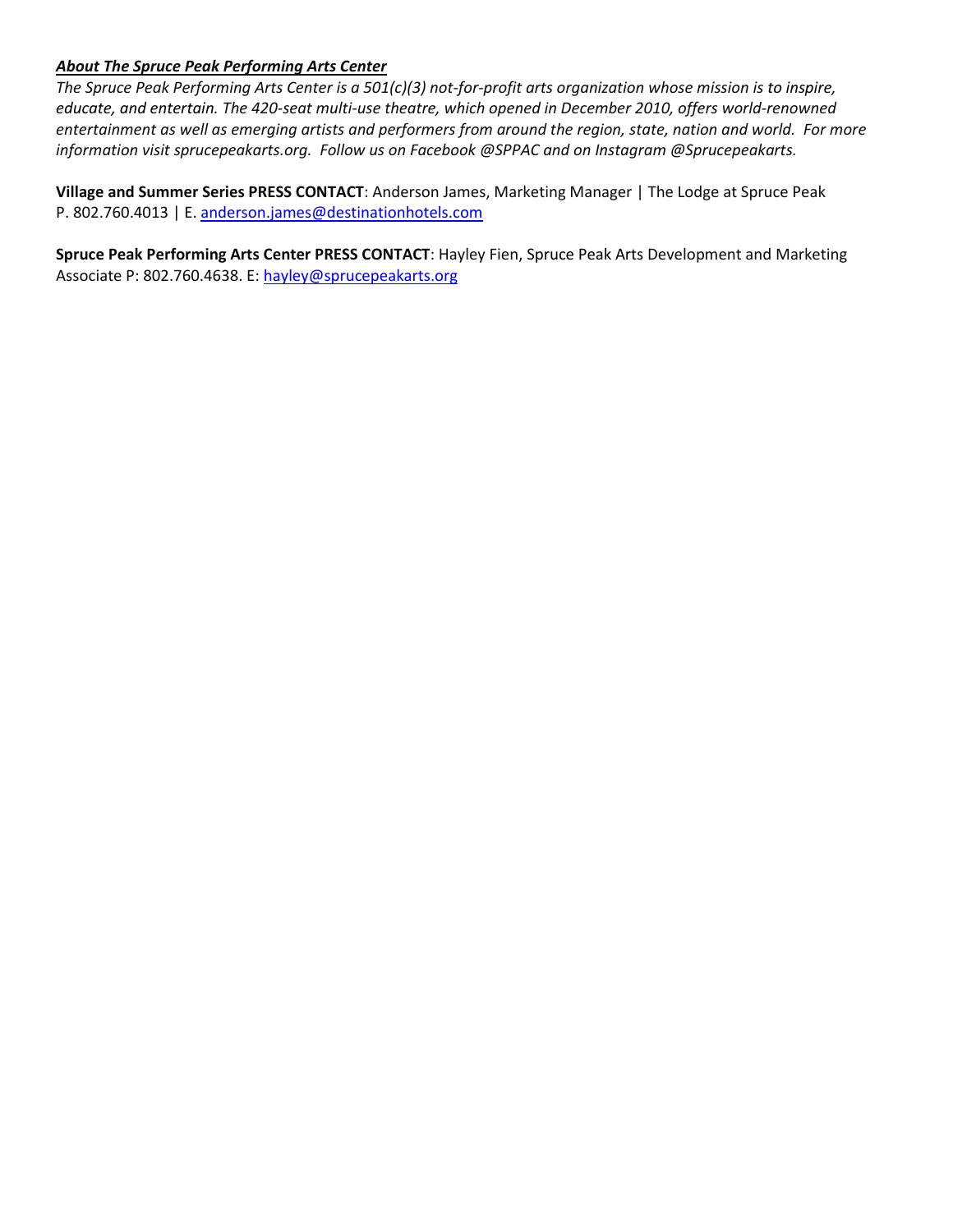***About The Spruce Peak Performing Arts Center***

*The Spruce Peak Performing Arts Center is a 501(c)(3) not-for-profit arts organization whose mission is to inspire, educate, and entertain. The 420-seat multi-use theatre, which opened in December 2010, offers world-renowned entertainment as well as emerging artists and performers from around the region, state, nation and world. For more information visit sprucepeakarts.org. Follow us on Facebook @SPPAC and on Instagram @Sprucepeakarts.*

**Village and Summer Series PRESS CONTACT**: Anderson James, Marketing Manager | The Lodge at Spruce Peak P. 802.760.4013 | E. anderson.james@destinationhotels.com

**Spruce Peak Performing Arts Center PRESS CONTACT**: Hayley Fien, Spruce Peak Arts Development and Marketing Associate P: 802.760.4638. E: hayley@sprucepeakarts.org